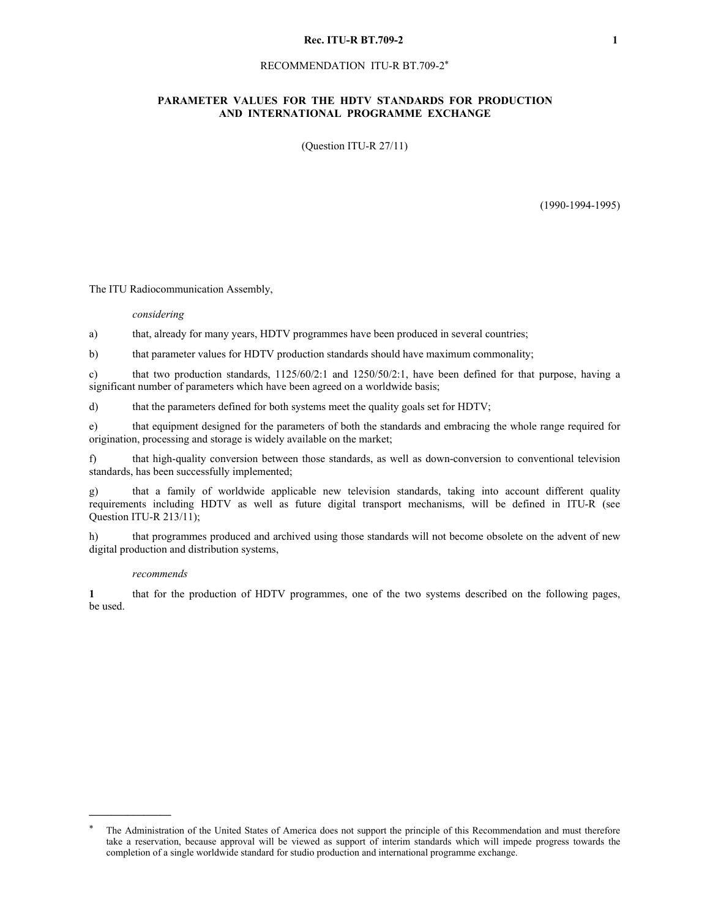# RECOMMENDATION ITU-R BT.709-2*

## PARAMETER VALUES FOR THE HDTV STANDARDS FOR PRODUCTION AND INTERNATIONAL PROGRAMME EXCHANGE

(Question ITU-R 27/11)

(1990-1994-1995)

The ITU Radiocommunication Assembly,

*considering*

a) that, already for many years, HDTV programmes have been produced in several countries;

b) that parameter values for HDTV production standards should have maximum commonality;

c) that two production standards, 1125/60/2:1 and 1250/50/2:1, have been defined for that purpose, having a significant number of parameters which have been agreed on a worldwide basis;

d) that the parameters defined for both systems meet the quality goals set for HDTV;

e) that equipment designed for the parameters of both the standards and embracing the whole range required for origination, processing and storage is widely available on the market;

f) that high-quality conversion between those standards, as well as down-conversion to conventional television standards, has been successfully implemented;

g) that a family of worldwide applicable new television standards, taking into account different quality requirements including HDTV as well as future digital transport mechanisms, will be defined in ITU-R (see Question ITU-R 213/11);

h) that programmes produced and archived using those standards will not become obsolete on the advent of new digital production and distribution systems,

*recommends*

**1** that for the production of HDTV programmes, one of the two systems described on the following pages, be used.

---

* The Administration of the United States of America does not support the principle of this Recommendation and must therefore take a reservation, because approval will be viewed as support of interim standards which will impede progress towards the completion of a single worldwide standard for studio production and international programme exchange.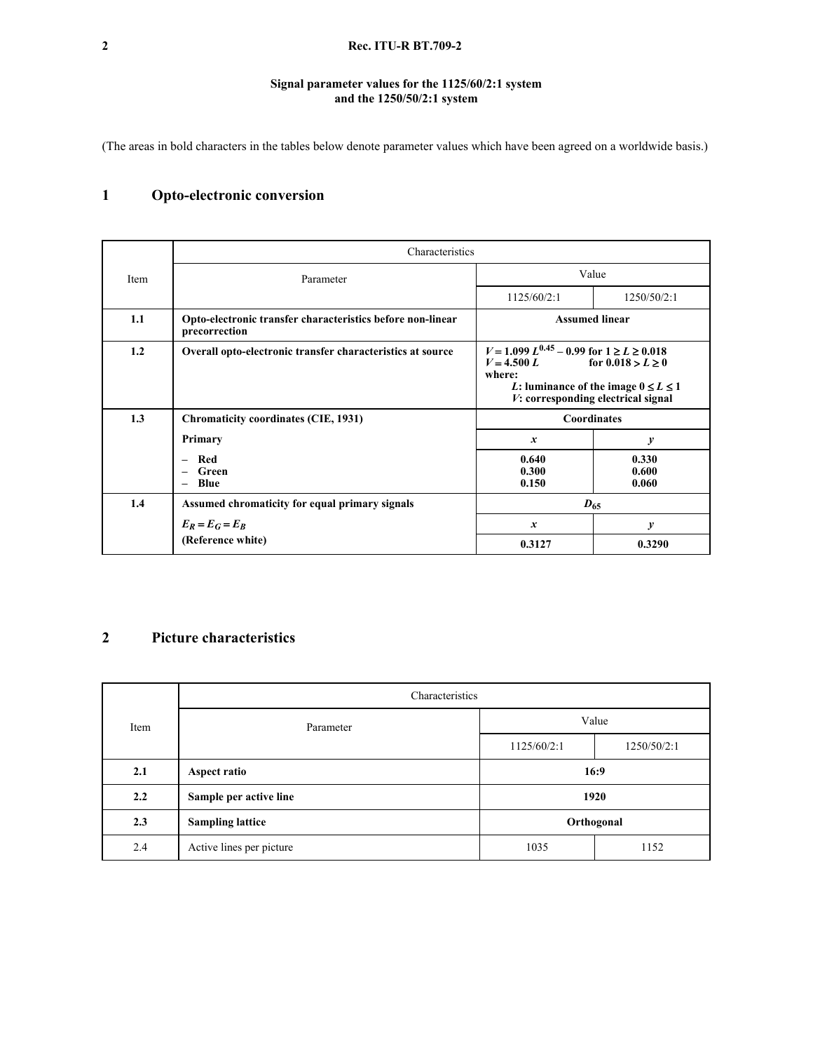**Signal parameter values for the 1125/60/2:1 system and the 1250/50/2:1 system**

(The areas in bold characters in the tables below denote parameter values which have been agreed on a worldwide basis.)

## 1 Opto-electronic conversion

| Item | Characteristics | | |
|---|---|---|---|
| | Parameter | Value | |
| | | 1125/60/2:1 | 1250/50/2:1 |
| **1.1** | **Opto-electronic transfer characteristics before non-linear precorrection** | **Assumed linear** | |
| **1.2** | **Overall opto-electronic transfer characteristics at source** | **$V = 1.099\ L^{0.45} - 0.99$ for $1 \geq L \geq 0.018$<br>$V = 4.500\ L$ for $0.018 > L \geq 0$<br>where:<br>$L$: luminance of the image $0 \leq L \leq 1$<br>$V$: corresponding electrical signal** | |
| **1.3** | **Chromaticity coordinates (CIE, 1931)** | **Coordinates** | |
| | **Primary** | ***x*** | ***y*** |
| | **– Red<br>– Green<br>– Blue** | **0.640<br>0.300<br>0.150** | **0.330<br>0.600<br>0.060** |
| **1.4** | **Assumed chromaticity for equal primary signals** | **$D_{65}$** | |
| | **$E_R = E_G = E_B$** | ***x*** | ***y*** |
| | **(Reference white)** | **0.3127** | **0.3290** |

## 2 Picture characteristics

| Item | Characteristics | | |
|---|---|---|---|
| | Parameter | Value | |
| | | 1125/60/2:1 | 1250/50/2:1 |
| **2.1** | **Aspect ratio** | **16:9** | |
| **2.2** | **Sample per active line** | **1920** | |
| **2.3** | **Sampling lattice** | **Orthogonal** | |
| 2.4 | Active lines per picture | 1035 | 1152 |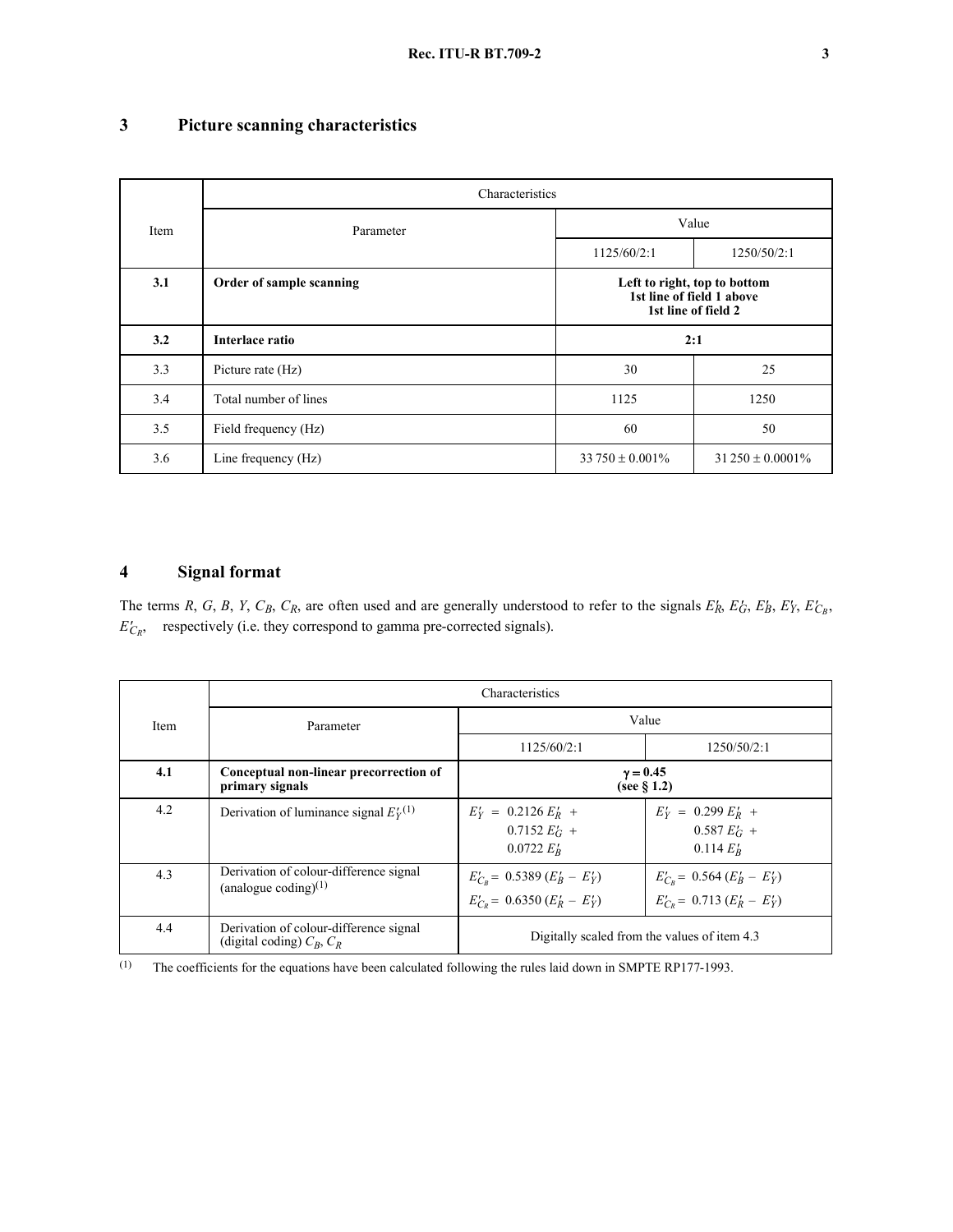## 3 Picture scanning characteristics

| Item | Characteristics | | |
|---|---|---|---|
| | Parameter | Value | |
| | | 1125/60/2:1 | 1250/50/2:1 |
| **3.1** | **Order of sample scanning** | **Left to right, top to bottom 1st line of field 1 above 1st line of field 2** | |
| **3.2** | **Interlace ratio** | **2:1** | |
| 3.3 | Picture rate (Hz) | 30 | 25 |
| 3.4 | Total number of lines | 1125 | 1250 |
| 3.5 | Field frequency (Hz) | 60 | 50 |
| 3.6 | Line frequency (Hz) | 33 750 ± 0.001% | 31 250 ± 0.0001% |

## 4 Signal format

The terms $R$, $G$, $B$, $Y$, $C_B$, $C_R$, are often used and are generally understood to refer to the signals $E'_R$, $E'_G$, $E'_B$, $E'_Y$, $E'_{C_B}$, $E'_{C_R}$, respectively (i.e. they correspond to gamma pre-corrected signals).

| Item | Characteristics | | |
|---|---|---|---|
| | Parameter | Value | |
| | | 1125/60/2:1 | 1250/50/2:1 |
| **4.1** | **Conceptual non-linear precorrection of primary signals** | **$\gamma = 0.45$ (see § 1.2)** | |
| 4.2 | Derivation of luminance signal $E'_Y$ [1] | $E'_Y = 0.2126\, E'_R + 0.7152\, E'_G + 0.0722\, E'_B$ | $E'_Y = 0.299\, E'_R + 0.587\, E'_G + 0.114\, E'_B$ |
| 4.3 | Derivation of colour-difference signal (analogue coding) [1] | $E'_{C_B} = 0.5389\, (E'_B - E'_Y)$ $E'_{C_R} = 0.6350\, (E'_R - E'_Y)$ | $E'_{C_B} = 0.564\, (E'_B - E'_Y)$ $E'_{C_R} = 0.713\, (E'_R - E'_Y)$ |
| 4.4 | Derivation of colour-difference signal (digital coding) $C_B$, $C_R$ | Digitally scaled from the values of item 4.3 | |

(1) The coefficients for the equations have been calculated following the rules laid down in SMPTE RP177-1993.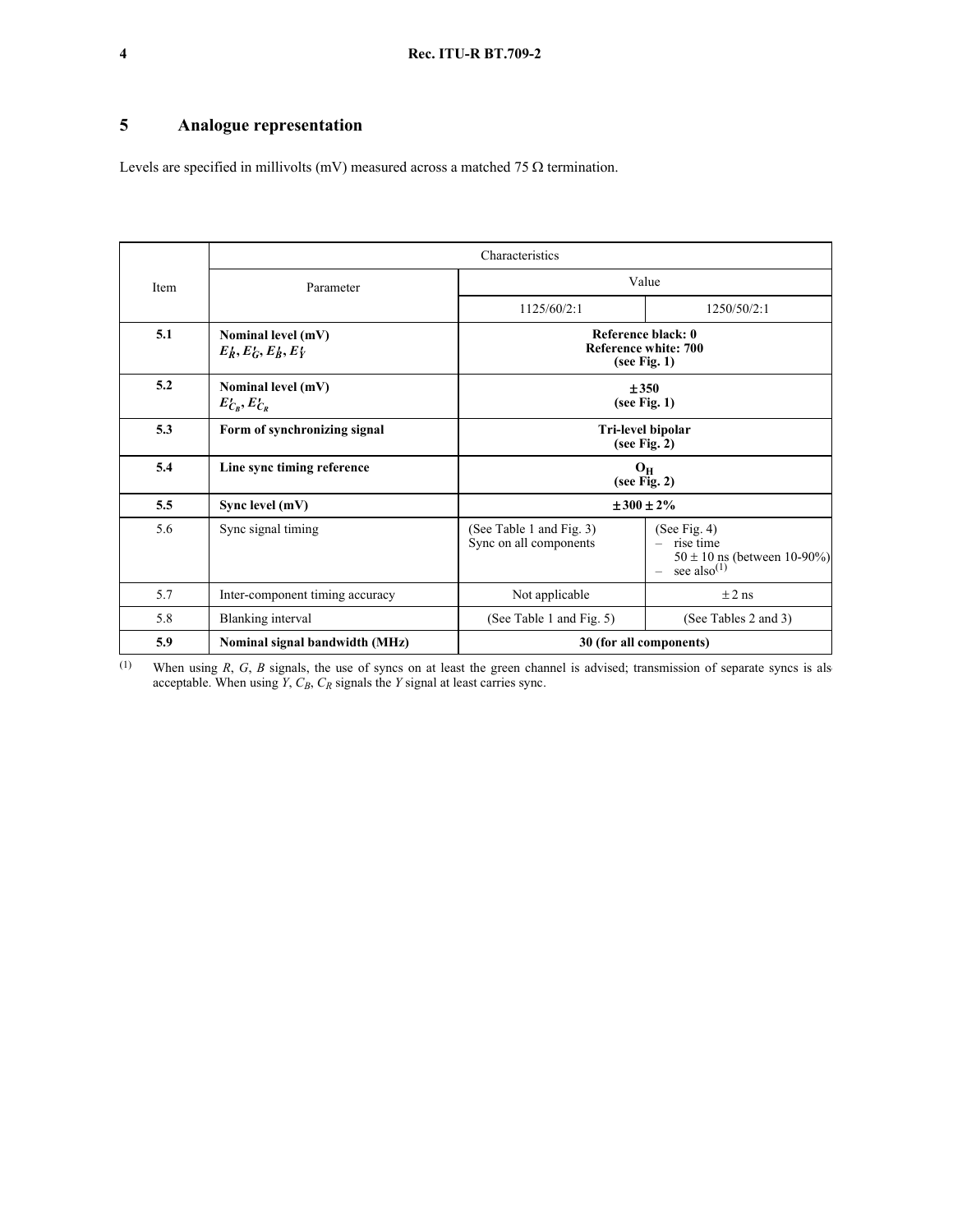## 5 Analogue representation

Levels are specified in millivolts (mV) measured across a matched 75 Ω termination.

| Item | Parameter | Characteristics | |
|---|---|---|---|
| | | Value | |
| | | 1125/60/2:1 | 1250/50/2:1 |
| **5.1** | **Nominal level (mV)** $E'_R, E'_G, E'_B, E'_Y$ | **Reference black: 0 Reference white: 700 (see Fig. 1)** | |
| **5.2** | **Nominal level (mV)** $E'_{C_B}, E'_{C_R}$ | **±350 (see Fig. 1)** | |
| **5.3** | **Form of synchronizing signal** | **Tri-level bipolar (see Fig. 2)** | |
| **5.4** | **Line sync timing reference** | **$O_H$ (see Fig. 2)** | |
| **5.5** | **Sync level (mV)** | **±300 ± 2%** | |
| 5.6 | Sync signal timing | (See Table 1 and Fig. 3) Sync on all components | (See Fig. 4) – rise time 50 ± 10 ns (between 10-90%) – see also(1) |
| 5.7 | Inter-component timing accuracy | Not applicable | ± 2 ns |
| 5.8 | Blanking interval | (See Table 1 and Fig. 5) | (See Tables 2 and 3) |
| **5.9** | **Nominal signal bandwidth (MHz)** | **30 (for all components)** | |

(1) When using *R*, *G*, *B* signals, the use of syncs on at least the green channel is advised; transmission of separate syncs is also acceptable. When using *Y*, $C_B$, $C_R$ signals the *Y* signal at least carries sync.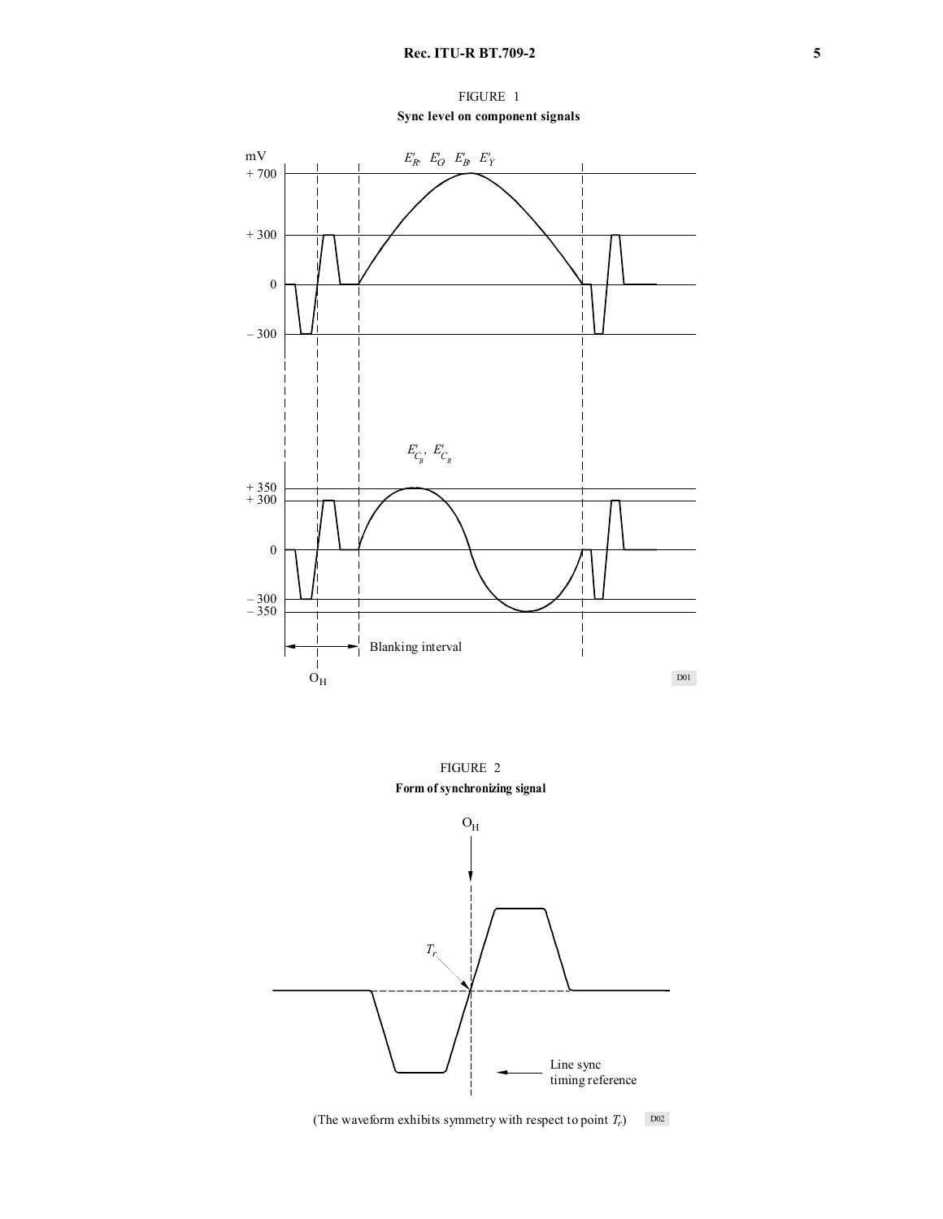FIGURE 1

**Sync level on component signals**

FIGURE 2

**Form of synchronizing signal**

(The waveform exhibits symmetry with respect to point $T_r$)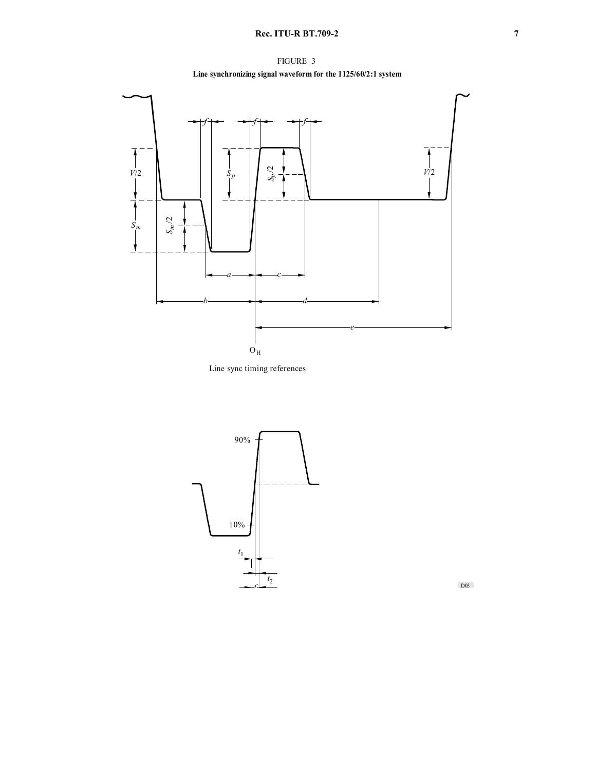FIGURE 3

**Line synchronizing signal waveform for the 1125/60/2:1 system**

Line sync timing references

D03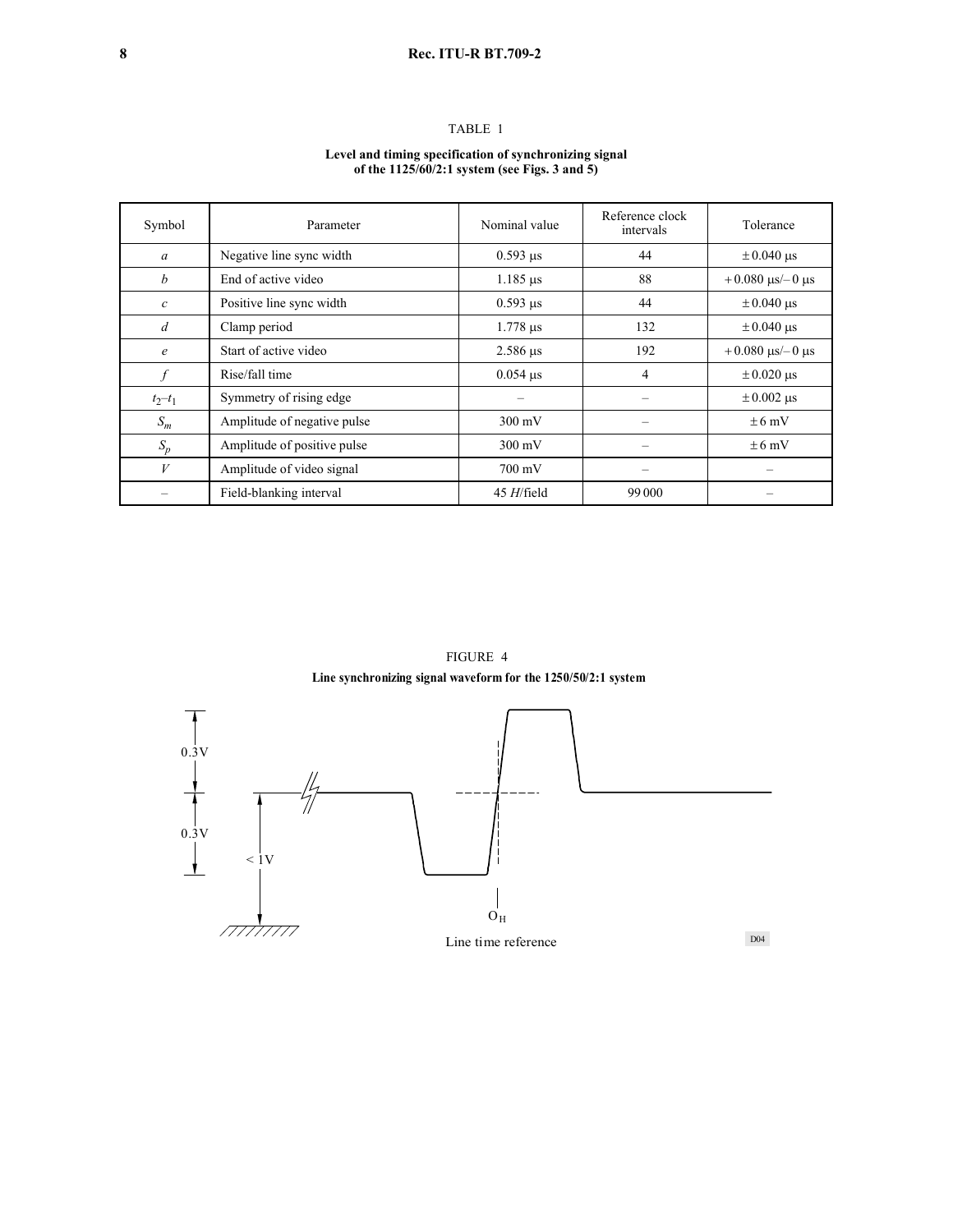TABLE 1

**Level and timing specification of synchronizing signal of the 1125/60/2:1 system (see Figs. 3 and 5)**

| Symbol | Parameter | Nominal value | Reference clock intervals | Tolerance |
|---|---|---|---|---|
| $a$ | Negative line sync width | 0.593 μs | 44 | ± 0.040 μs |
| $b$ | End of active video | 1.185 μs | 88 | + 0.080 μs/– 0 μs |
| $c$ | Positive line sync width | 0.593 μs | 44 | ± 0.040 μs |
| $d$ | Clamp period | 1.778 μs | 132 | ± 0.040 μs |
| $e$ | Start of active video | 2.586 μs | 192 | + 0.080 μs/– 0 μs |
| $f$ | Rise/fall time | 0.054 μs | 4 | ± 0.020 μs |
| $t_2$–$t_1$ | Symmetry of rising edge | – | – | ± 0.002 μs |
| $S_m$ | Amplitude of negative pulse | 300 mV | – | ± 6 mV |
| $S_p$ | Amplitude of positive pulse | 300 mV | – | ± 6 mV |
| $V$ | Amplitude of video signal | 700 mV | – | – |
| – | Field-blanking interval | 45 *H*/field | 99 000 | – |

FIGURE 4

**Line synchronizing signal waveform for the 1250/50/2:1 system**

0.3V

0.3V

< 1V

$O_H$

Line time reference

D04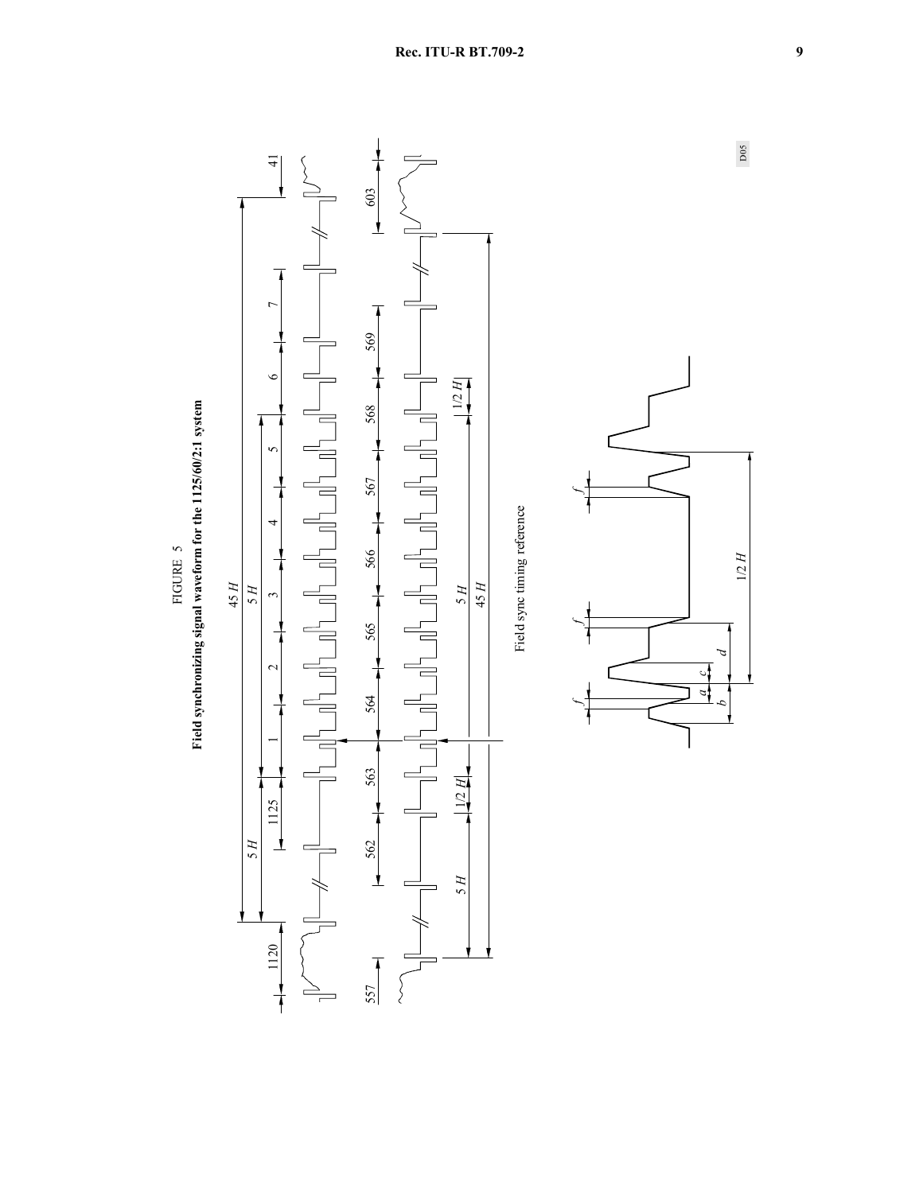FIGURE 5

**Field synchronizing signal waveform for the 1125/60/2:1 system**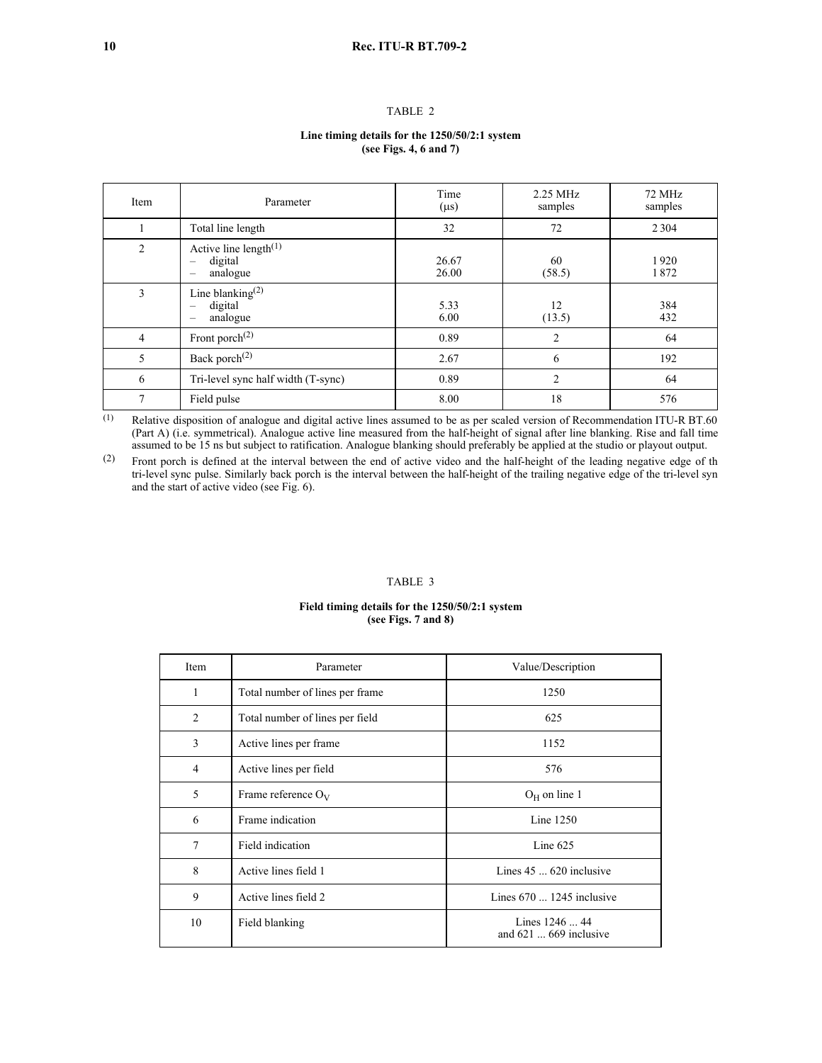TABLE 2

**Line timing details for the 1250/50/2:1 system**
**(see Figs. 4, 6 and 7)**

| Item | Parameter | Time (μs) | 2.25 MHz samples | 72 MHz samples |
|---|---|---|---|---|
| 1 | Total line length | 32 | 72 | 2 304 |
| 2 | Active line length(1)<br>– digital<br>– analogue | <br>26.67<br>26.00 | <br>60<br>(58.5) | <br>1 920<br>1 872 |
| 3 | Line blanking(2)<br>– digital<br>– analogue | <br>5.33<br>6.00 | <br>12<br>(13.5) | <br>384<br>432 |
| 4 | Front porch(2) | 0.89 | 2 | 64 |
| 5 | Back porch(2) | 2.67 | 6 | 192 |
| 6 | Tri-level sync half width (T-sync) | 0.89 | 2 | 64 |
| 7 | Field pulse | 8.00 | 18 | 576 |

(1) Relative disposition of analogue and digital active lines assumed to be as per scaled version of Recommendation ITU-R BT.60 (Part A) (i.e. symmetrical). Analogue active line measured from the half-height of signal after line blanking. Rise and fall time assumed to be 15 ns but subject to ratification. Analogue blanking should preferably be applied at the studio or playout output.

(2) Front porch is defined at the interval between the end of active video and the half-height of the leading negative edge of th tri-level sync pulse. Similarly back porch is the interval between the half-height of the trailing negative edge of the tri-level syn and the start of active video (see Fig. 6).

TABLE 3

**Field timing details for the 1250/50/2:1 system**
**(see Figs. 7 and 8)**

| Item | Parameter | Value/Description |
|---|---|---|
| 1 | Total number of lines per frame | 1250 |
| 2 | Total number of lines per field | 625 |
| 3 | Active lines per frame | 1152 |
| 4 | Active lines per field | 576 |
| 5 | Frame reference $O_V$ | $O_H$ on line 1 |
| 6 | Frame indication | Line 1250 |
| 7 | Field indication | Line 625 |
| 8 | Active lines field 1 | Lines 45 ... 620 inclusive |
| 9 | Active lines field 2 | Lines 670 ... 1245 inclusive |
| 10 | Field blanking | Lines 1246 ... 44<br>and 621 ... 669 inclusive |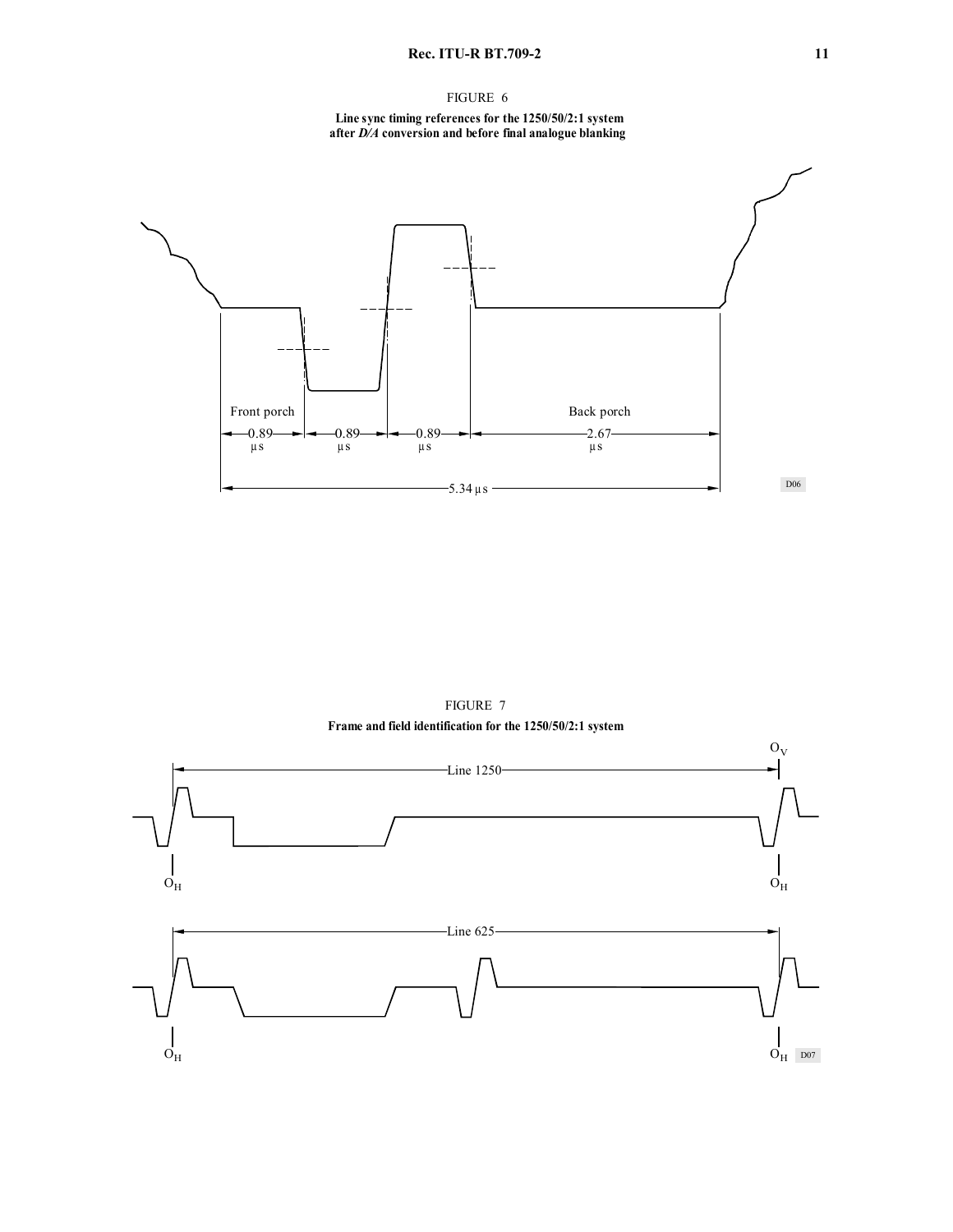FIGURE 6

**Line sync timing references for the 1250/50/2:1 system after *D/A* conversion and before final analogue blanking**

Front porch

Back porch

0.89 µs

0.89 µs

0.89 µs

2.67 µs

5.34 µs

D06

FIGURE 7

**Frame and field identification for the 1250/50/2:1 system**

$O_V$

Line 1250

$O_H$

$O_H$

Line 625

$O_H$

$O_H$

D07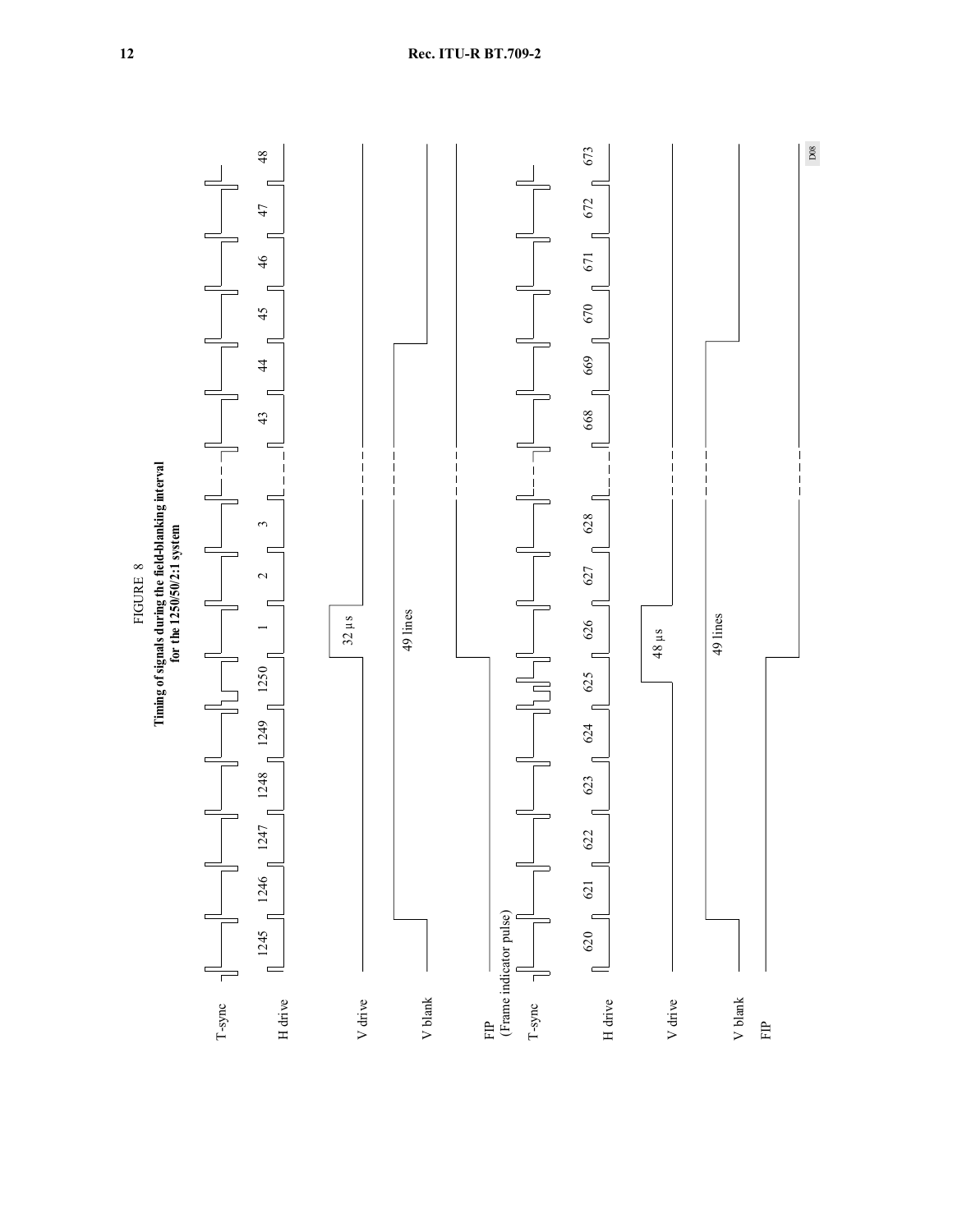FIGURE 8

**Timing of signals during the field-blanking interval for the 1250/50/2:1 system**

T-sync

H drive

1245 1246 1247 1248 1249 1250 1 2 3 43 44 45 46 47 48

V drive

32 μs

V blank

49 lines

FIP
(Frame indicator pulse)

T-sync

H drive

620 621 622 623 624 625 626 627 628 668 669 670 671 672 673

V drive

48 μs

V blank

49 lines

FIP

D08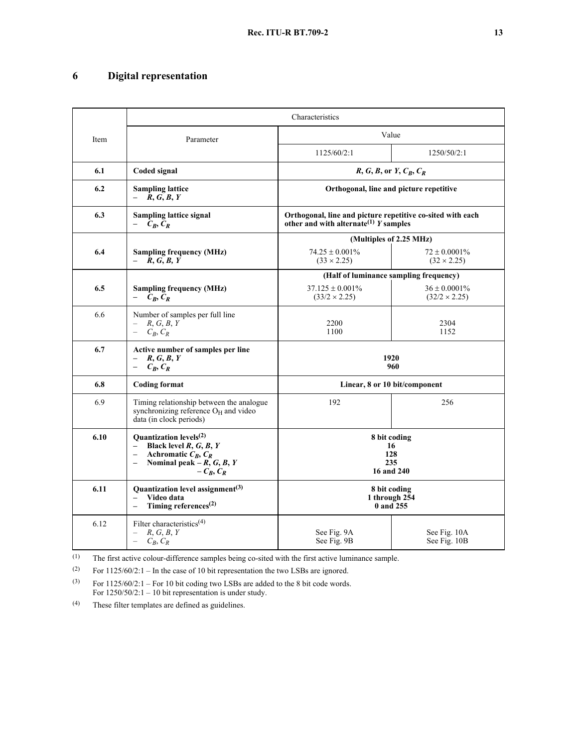## 6 Digital representation

| Item | Characteristics | | |
|---|---|---|---|
| | Parameter | Value | |
| | | 1125/60/2:1 | 1250/50/2:1 |
| **6.1** | **Coded signal** | ***R*, *G*, *B*, or *Y*, $C_B$, $C_R$** | |
| **6.2** | **Sampling lattice**<br>– ***R*, *G*, *B*, *Y*** | **Orthogonal, line and picture repetitive** | |
| **6.3** | **Sampling lattice signal**<br>– **$C_B$, $C_R$** | **Orthogonal, line and picture repetitive co-sited with each other and with alternate[(1)] *Y* samples** | |
| **6.4** | **Sampling frequency (MHz)**<br>– ***R*, *G*, *B*, *Y*** | **(Multiples of 2.25 MHz)**<br>74.25 ± 0.001%<br>(33 × 2.25) | 72 ± 0.0001%<br>(32 × 2.25) |
| **6.5** | **Sampling frequency (MHz)**<br>– **$C_B$, $C_R$** | **(Half of luminance sampling frequency)**<br>37.125 ± 0.001%<br>(33/2 × 2.25) | 36 ± 0.0001%<br>(32/2 × 2.25) |
| 6.6 | Number of samples per full line<br>– *R*, *G*, *B*, *Y*<br>– $C_B$, $C_R$ | 2200<br>1100 | 2304<br>1152 |
| **6.7** | **Active number of samples per line**<br>– ***R*, *G*, *B*, *Y***<br>– **$C_B$, $C_R$** | **1920**<br>**960** | |
| **6.8** | **Coding format** | **Linear, 8 or 10 bit/component** | |
| 6.9 | Timing relationship between the analogue synchronizing reference $O_H$ and video data (in clock periods) | 192 | 256 |
| **6.10** | **Quantization levels[(2)]**<br>– **Black level *R*, *G*, *B*, *Y***<br>– **Achromatic $C_B$, $C_R$**<br>– **Nominal peak – *R*, *G*, *B*, *Y***<br>**– $C_B$, $C_R$** | **8 bit coding**<br>**16**<br>**128**<br>**235**<br>**16 and 240** | |
| **6.11** | **Quantization level assignment[(3)]**<br>– **Video data**<br>– **Timing references[(2)]** | **8 bit coding**<br>**1 through 254**<br>**0 and 255** | |
| 6.12 | Filter characteristics[(4)]<br>– *R*, *G*, *B*, *Y*<br>– $C_B$, $C_R$ | See Fig. 9A<br>See Fig. 9B | See Fig. 10A<br>See Fig. 10B |

(1) The first active colour-difference samples being co-sited with the first active luminance sample.

(2) For 1125/60/2:1 – In the case of 10 bit representation the two LSBs are ignored.

(3) For 1125/60/2:1 – For 10 bit coding two LSBs are added to the 8 bit code words.
For 1250/50/2:1 – 10 bit representation is under study.

(4) These filter templates are defined as guidelines.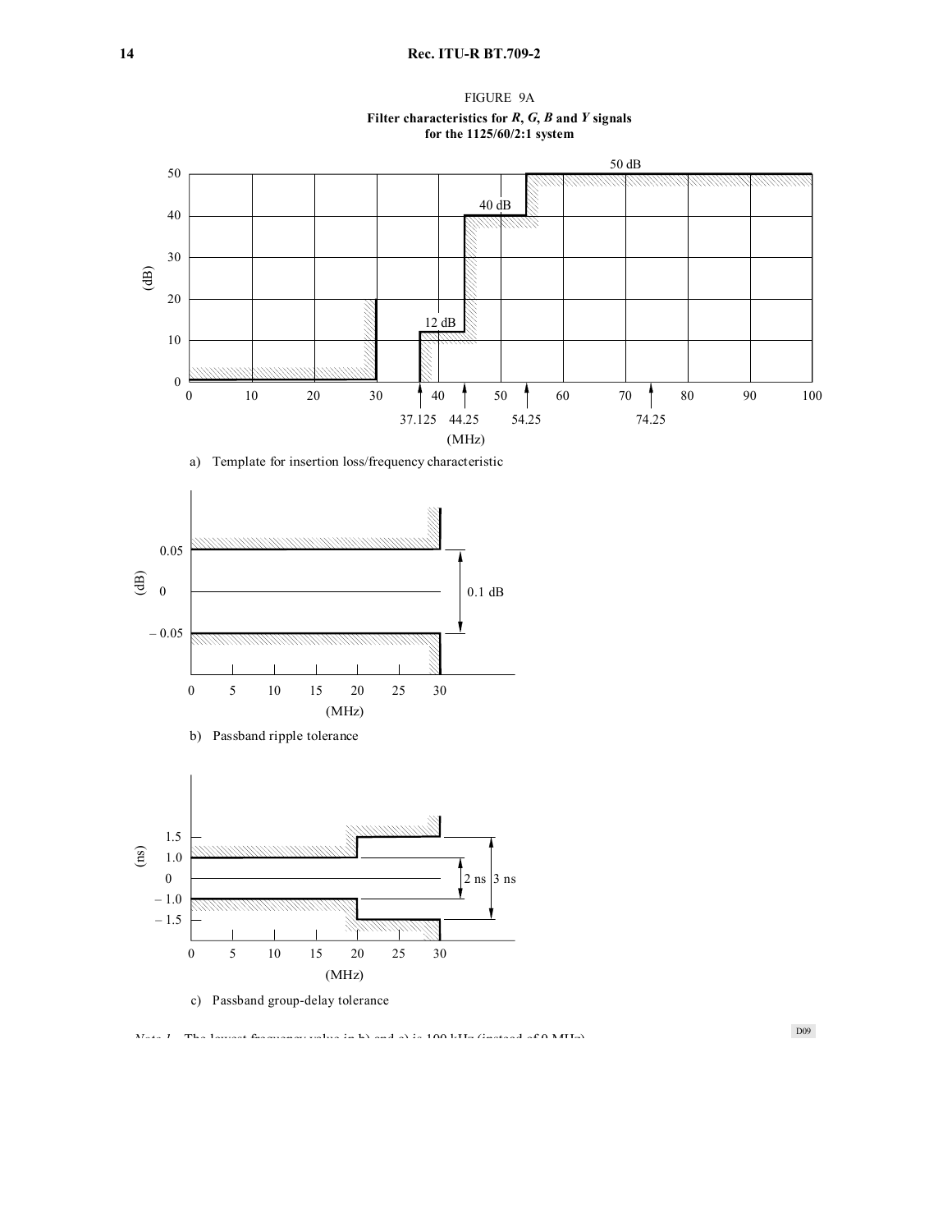FIGURE 9A

**Filter characteristics for *R*, *G*, *B* and *Y* signals for the 1125/60/2:1 system**

a) Template for insertion loss/frequency characteristic

b) Passband ripple tolerance

c) Passband group-delay tolerance

*Note 1* – The lowest frequency value in b) and c) is 100 kHz (instead of 0 MHz).

D09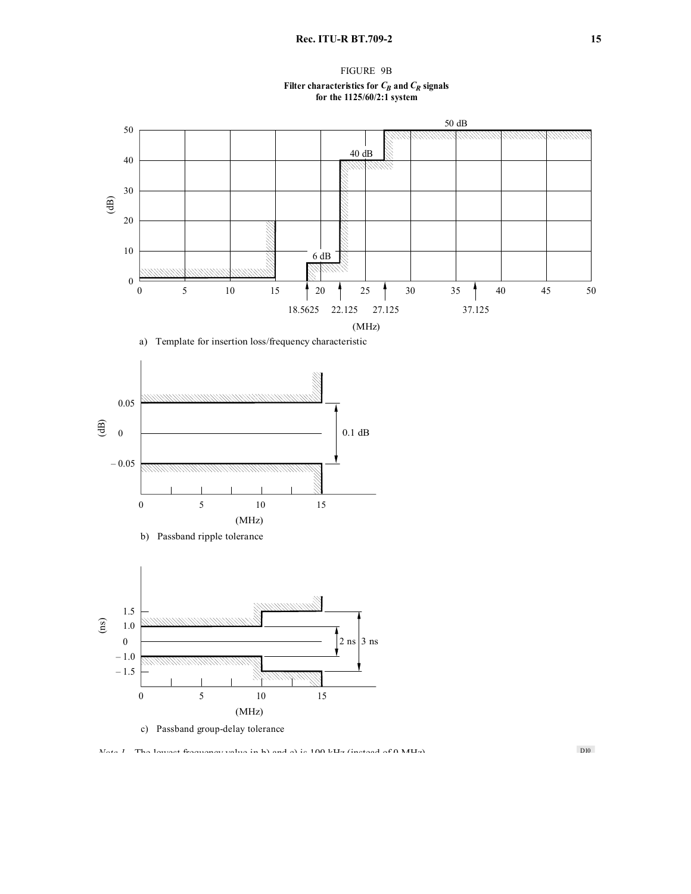FIGURE 9B

**Filter characteristics for $C_B$ and $C_R$ signals for the 1125/60/2:1 system**

a) Template for insertion loss/frequency characteristic

b) Passband ripple tolerance

c) Passband group-delay tolerance

*Note 1* – The lowest frequency value in b) and c) is 100 kHz (instead of 0 MHz).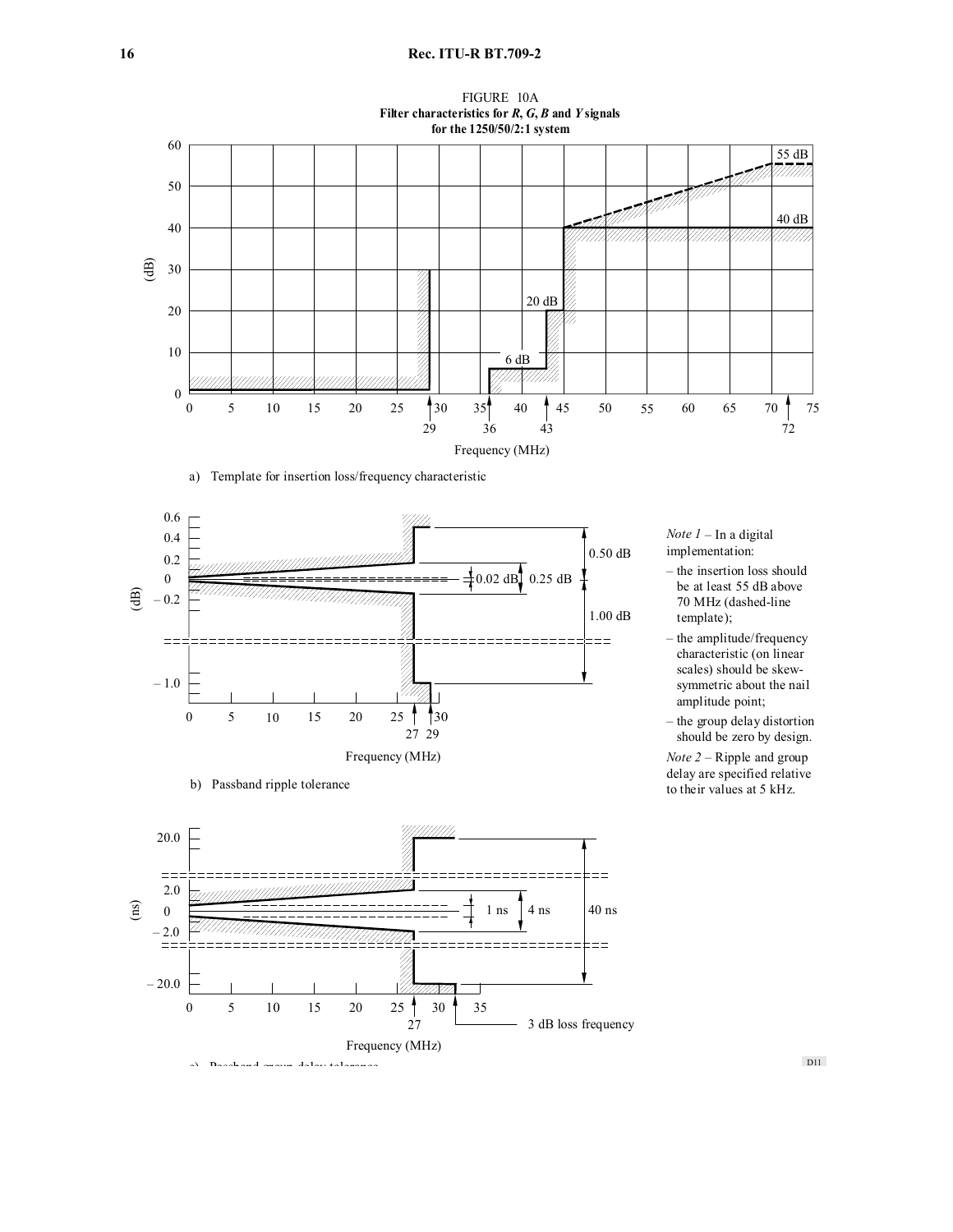FIGURE 10A
**Filter characteristics for *R*, *G*, *B* and *Y* signals for the 1250/50/2:1 system**

a) Template for insertion loss/frequency characteristic

b) Passband ripple tolerance

*Note 1* – In a digital implementation:

- the insertion loss should be at least 55 dB above 70 MHz (dashed-line template);
- the amplitude/frequency characteristic (on linear scales) should be skew-symmetric about the nail amplitude point;
- the group delay distortion should be zero by design.

*Note 2* – Ripple and group delay are specified relative to their values at 5 kHz.

c) Passband group-delay tolerance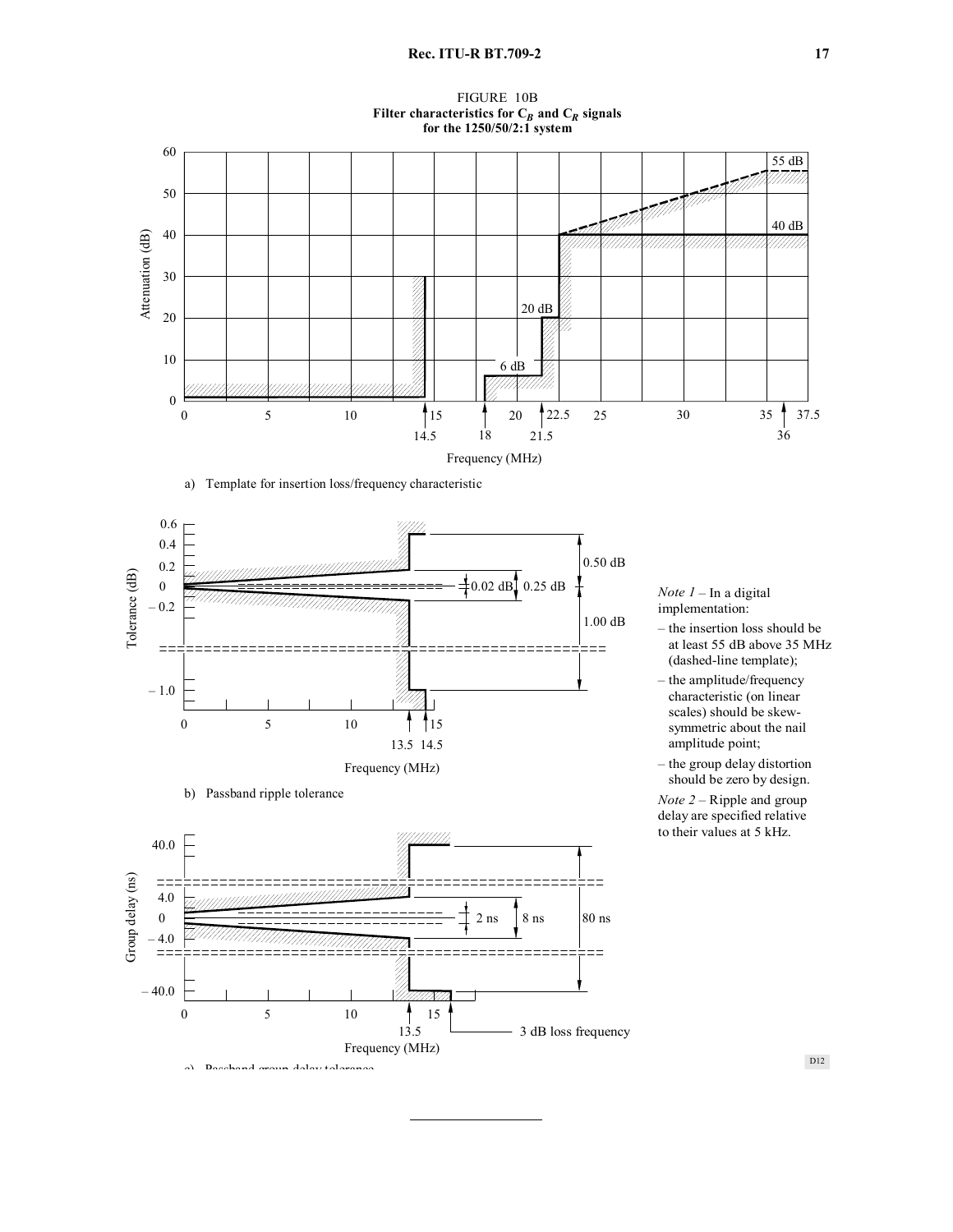FIGURE 10B

**Filter characteristics for $C_B$ and $C_R$ signals for the 1250/50/2:1 system**

a) Template for insertion loss/frequency characteristic

b) Passband ripple tolerance

c) Passband group delay tolerance

*Note 1* – In a digital implementation:

– the insertion loss should be at least 55 dB above 35 MHz (dashed-line template);

– the amplitude/frequency characteristic (on linear scales) should be skew-symmetric about the nail amplitude point;

– the group delay distortion should be zero by design.

*Note 2* – Ripple and group delay are specified relative to their values at 5 kHz.

D12